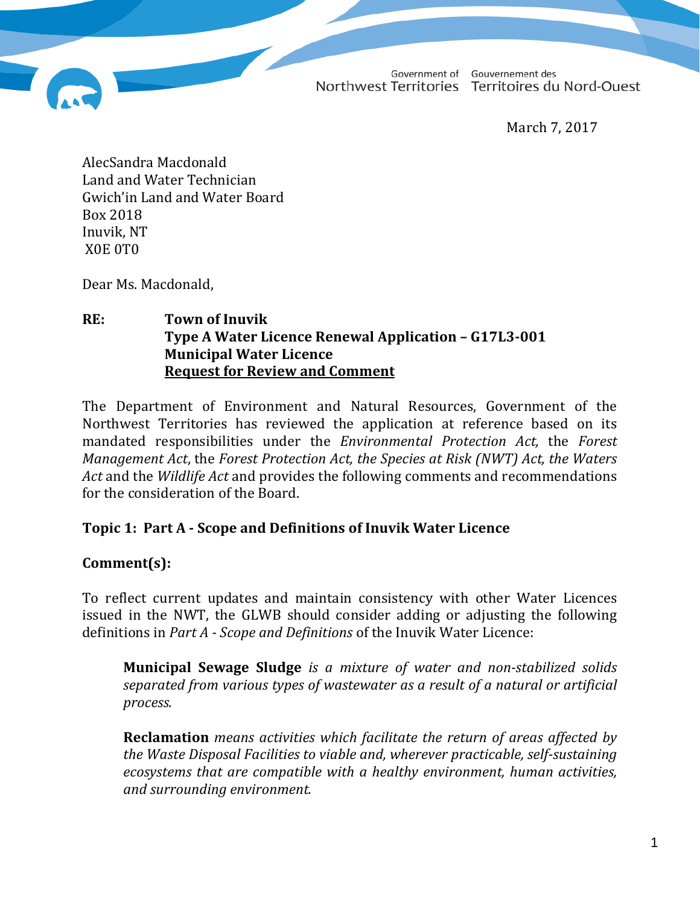Government of Northwest Territories    Gouvernement des Territoires du Nord-Ouest

March 7, 2017

AlecSandra Macdonald
Land and Water Technician
Gwich'in Land and Water Board
Box 2018
Inuvik, NT
X0E 0T0

Dear Ms. Macdonald,

**RE: Town of Inuvik**
**Type A Water Licence Renewal Application – G17L3-001**
**Municipal Water Licence**
**Request for Review and Comment**

The Department of Environment and Natural Resources, Government of the Northwest Territories has reviewed the application at reference based on its mandated responsibilities under the *Environmental Protection Act,* the *Forest Management Act*, the *Forest Protection Act, the Species at Risk (NWT) Act, the Waters Act* and the *Wildlife Act* and provides the following comments and recommendations for the consideration of the Board.

**Topic 1: Part A - Scope and Definitions of Inuvik Water Licence**

**Comment(s):**

To reflect current updates and maintain consistency with other Water Licences issued in the NWT, the GLWB should consider adding or adjusting the following definitions in *Part A - Scope and Definitions* of the Inuvik Water Licence:

> **Municipal Sewage Sludge** *is a mixture of water and non-stabilized solids separated from various types of wastewater as a result of a natural or artificial process.*
>
> **Reclamation** *means activities which facilitate the return of areas affected by the Waste Disposal Facilities to viable and, wherever practicable, self-sustaining ecosystems that are compatible with a healthy environment, human activities, and surrounding environment.*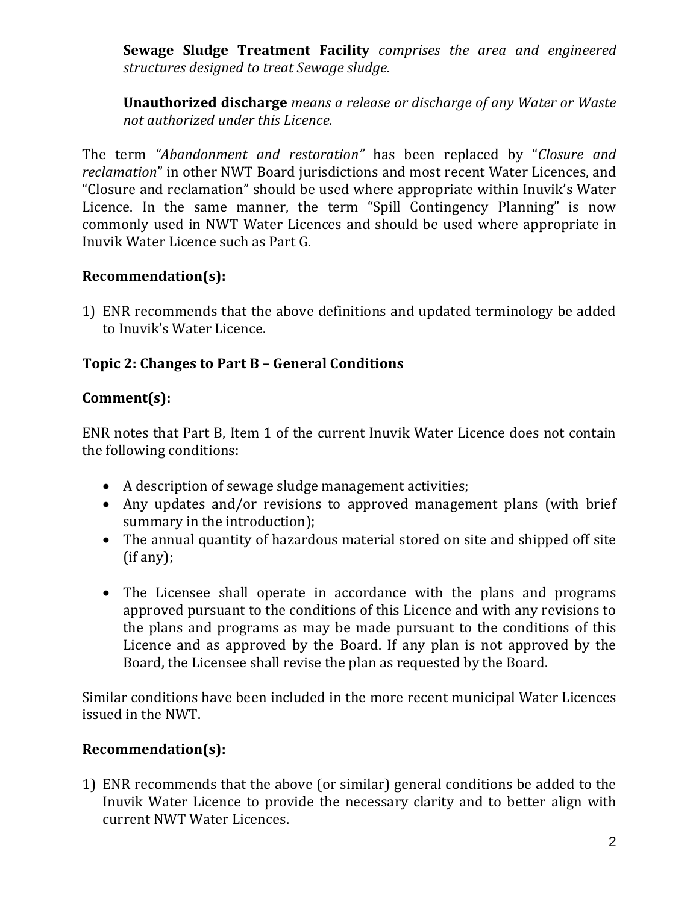**Sewage Sludge Treatment Facility** *comprises the area and engineered structures designed to treat Sewage sludge.*

**Unauthorized discharge** *means a release or discharge of any Water or Waste not authorized under this Licence.*

The term *"Abandonment and restoration"* has been replaced by "*Closure and reclamation*" in other NWT Board jurisdictions and most recent Water Licences, and "Closure and reclamation" should be used where appropriate within Inuvik's Water Licence. In the same manner, the term "Spill Contingency Planning" is now commonly used in NWT Water Licences and should be used where appropriate in Inuvik Water Licence such as Part G.

**Recommendation(s):**

1) ENR recommends that the above definitions and updated terminology be added to Inuvik's Water Licence.

**Topic 2: Changes to Part B – General Conditions**

**Comment(s):**

ENR notes that Part B, Item 1 of the current Inuvik Water Licence does not contain the following conditions:

- A description of sewage sludge management activities;
- Any updates and/or revisions to approved management plans (with brief summary in the introduction);
- The annual quantity of hazardous material stored on site and shipped off site (if any);

- The Licensee shall operate in accordance with the plans and programs approved pursuant to the conditions of this Licence and with any revisions to the plans and programs as may be made pursuant to the conditions of this Licence and as approved by the Board. If any plan is not approved by the Board, the Licensee shall revise the plan as requested by the Board.

Similar conditions have been included in the more recent municipal Water Licences issued in the NWT.

**Recommendation(s):**

1) ENR recommends that the above (or similar) general conditions be added to the Inuvik Water Licence to provide the necessary clarity and to better align with current NWT Water Licences.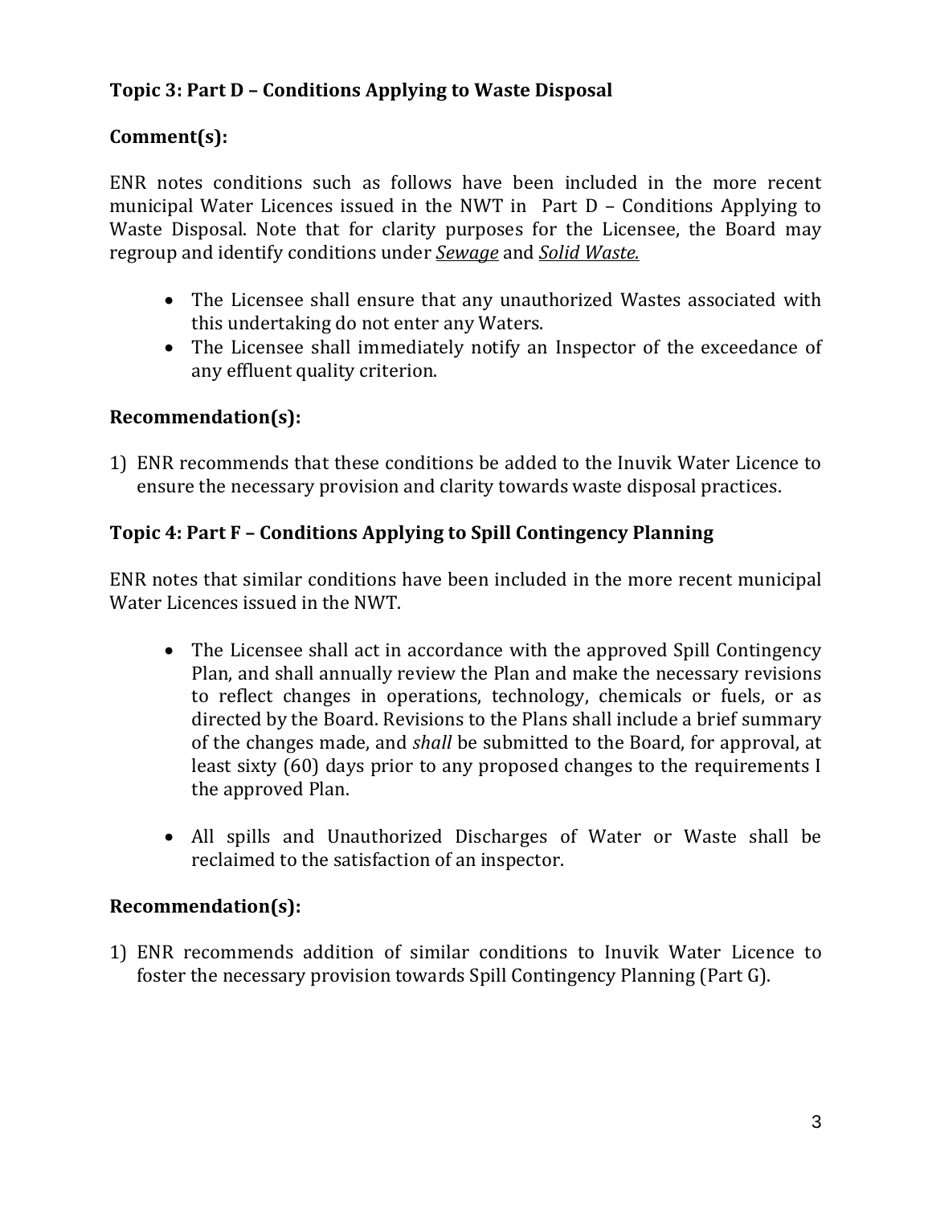### Topic 3: Part D – Conditions Applying to Waste Disposal

### Comment(s):

ENR notes conditions such as follows have been included in the more recent municipal Water Licences issued in the NWT in Part D – Conditions Applying to Waste Disposal. Note that for clarity purposes for the Licensee, the Board may regroup and identify conditions under ***Sewage*** and ***Solid Waste.***

- The Licensee shall ensure that any unauthorized Wastes associated with this undertaking do not enter any Waters.
- The Licensee shall immediately notify an Inspector of the exceedance of any effluent quality criterion.

### Recommendation(s):

1) ENR recommends that these conditions be added to the Inuvik Water Licence to ensure the necessary provision and clarity towards waste disposal practices.

### Topic 4: Part F – Conditions Applying to Spill Contingency Planning

ENR notes that similar conditions have been included in the more recent municipal Water Licences issued in the NWT.

- The Licensee shall act in accordance with the approved Spill Contingency Plan, and shall annually review the Plan and make the necessary revisions to reflect changes in operations, technology, chemicals or fuels, or as directed by the Board. Revisions to the Plans shall include a brief summary of the changes made, and *shall* be submitted to the Board, for approval, at least sixty (60) days prior to any proposed changes to the requirements I the approved Plan.

- All spills and Unauthorized Discharges of Water or Waste shall be reclaimed to the satisfaction of an inspector.

### Recommendation(s):

1) ENR recommends addition of similar conditions to Inuvik Water Licence to foster the necessary provision towards Spill Contingency Planning (Part G).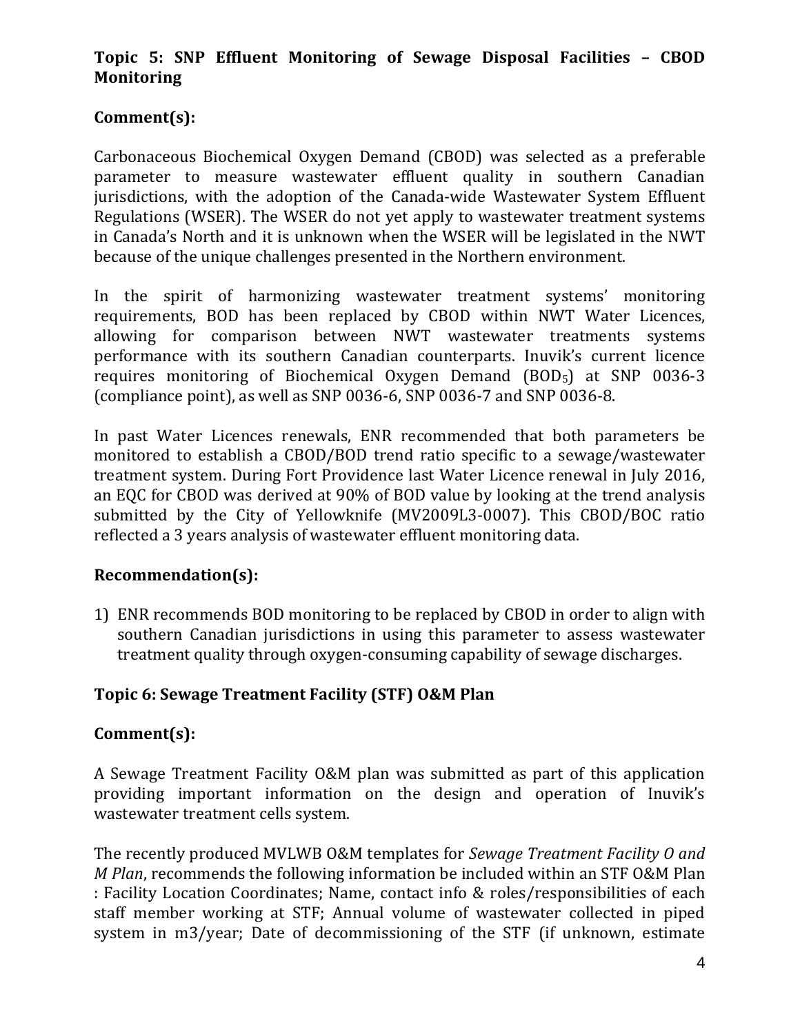**Topic 5: SNP Effluent Monitoring of Sewage Disposal Facilities – CBOD Monitoring**

**Comment(s):**

Carbonaceous Biochemical Oxygen Demand (CBOD) was selected as a preferable parameter to measure wastewater effluent quality in southern Canadian jurisdictions, with the adoption of the Canada-wide Wastewater System Effluent Regulations (WSER). The WSER do not yet apply to wastewater treatment systems in Canada's North and it is unknown when the WSER will be legislated in the NWT because of the unique challenges presented in the Northern environment.

In the spirit of harmonizing wastewater treatment systems' monitoring requirements, BOD has been replaced by CBOD within NWT Water Licences, allowing for comparison between NWT wastewater treatments systems performance with its southern Canadian counterparts. Inuvik's current licence requires monitoring of Biochemical Oxygen Demand ($BOD_5$) at SNP 0036-3 (compliance point), as well as SNP 0036-6, SNP 0036-7 and SNP 0036-8.

In past Water Licences renewals, ENR recommended that both parameters be monitored to establish a CBOD/BOD trend ratio specific to a sewage/wastewater treatment system. During Fort Providence last Water Licence renewal in July 2016, an EQC for CBOD was derived at 90% of BOD value by looking at the trend analysis submitted by the City of Yellowknife (MV2009L3-0007). This CBOD/BOC ratio reflected a 3 years analysis of wastewater effluent monitoring data.

**Recommendation(s):**

1) ENR recommends BOD monitoring to be replaced by CBOD in order to align with southern Canadian jurisdictions in using this parameter to assess wastewater treatment quality through oxygen-consuming capability of sewage discharges.

**Topic 6: Sewage Treatment Facility (STF) O&M Plan**

**Comment(s):**

A Sewage Treatment Facility O&M plan was submitted as part of this application providing important information on the design and operation of Inuvik's wastewater treatment cells system.

The recently produced MVLWB O&M templates for *Sewage Treatment Facility O and M Plan*, recommends the following information be included within an STF O&M Plan : Facility Location Coordinates; Name, contact info & roles/responsibilities of each staff member working at STF; Annual volume of wastewater collected in piped system in m3/year; Date of decommissioning of the STF (if unknown, estimate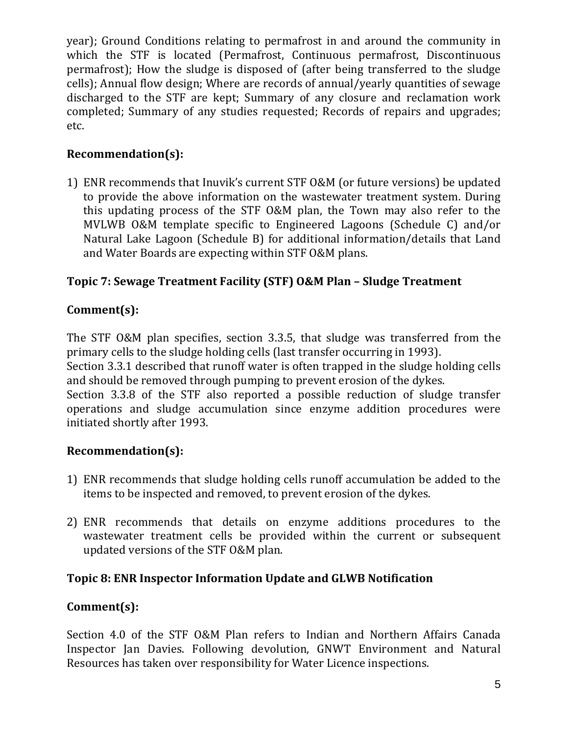year); Ground Conditions relating to permafrost in and around the community in which the STF is located (Permafrost, Continuous permafrost, Discontinuous permafrost); How the sludge is disposed of (after being transferred to the sludge cells); Annual flow design; Where are records of annual/yearly quantities of sewage discharged to the STF are kept; Summary of any closure and reclamation work completed; Summary of any studies requested; Records of repairs and upgrades; etc.

**Recommendation(s):**

1) ENR recommends that Inuvik's current STF O&M (or future versions) be updated to provide the above information on the wastewater treatment system. During this updating process of the STF O&M plan, the Town may also refer to the MVLWB O&M template specific to Engineered Lagoons (Schedule C) and/or Natural Lake Lagoon (Schedule B) for additional information/details that Land and Water Boards are expecting within STF O&M plans.

**Topic 7: Sewage Treatment Facility (STF) O&M Plan – Sludge Treatment**

**Comment(s):**

The STF O&M plan specifies, section 3.3.5, that sludge was transferred from the primary cells to the sludge holding cells (last transfer occurring in 1993).
Section 3.3.1 described that runoff water is often trapped in the sludge holding cells and should be removed through pumping to prevent erosion of the dykes.
Section 3.3.8 of the STF also reported a possible reduction of sludge transfer operations and sludge accumulation since enzyme addition procedures were initiated shortly after 1993.

**Recommendation(s):**

1) ENR recommends that sludge holding cells runoff accumulation be added to the items to be inspected and removed, to prevent erosion of the dykes.

2) ENR recommends that details on enzyme additions procedures to the wastewater treatment cells be provided within the current or subsequent updated versions of the STF O&M plan.

**Topic 8: ENR Inspector Information Update and GLWB Notification**

**Comment(s):**

Section 4.0 of the STF O&M Plan refers to Indian and Northern Affairs Canada Inspector Jan Davies. Following devolution, GNWT Environment and Natural Resources has taken over responsibility for Water Licence inspections.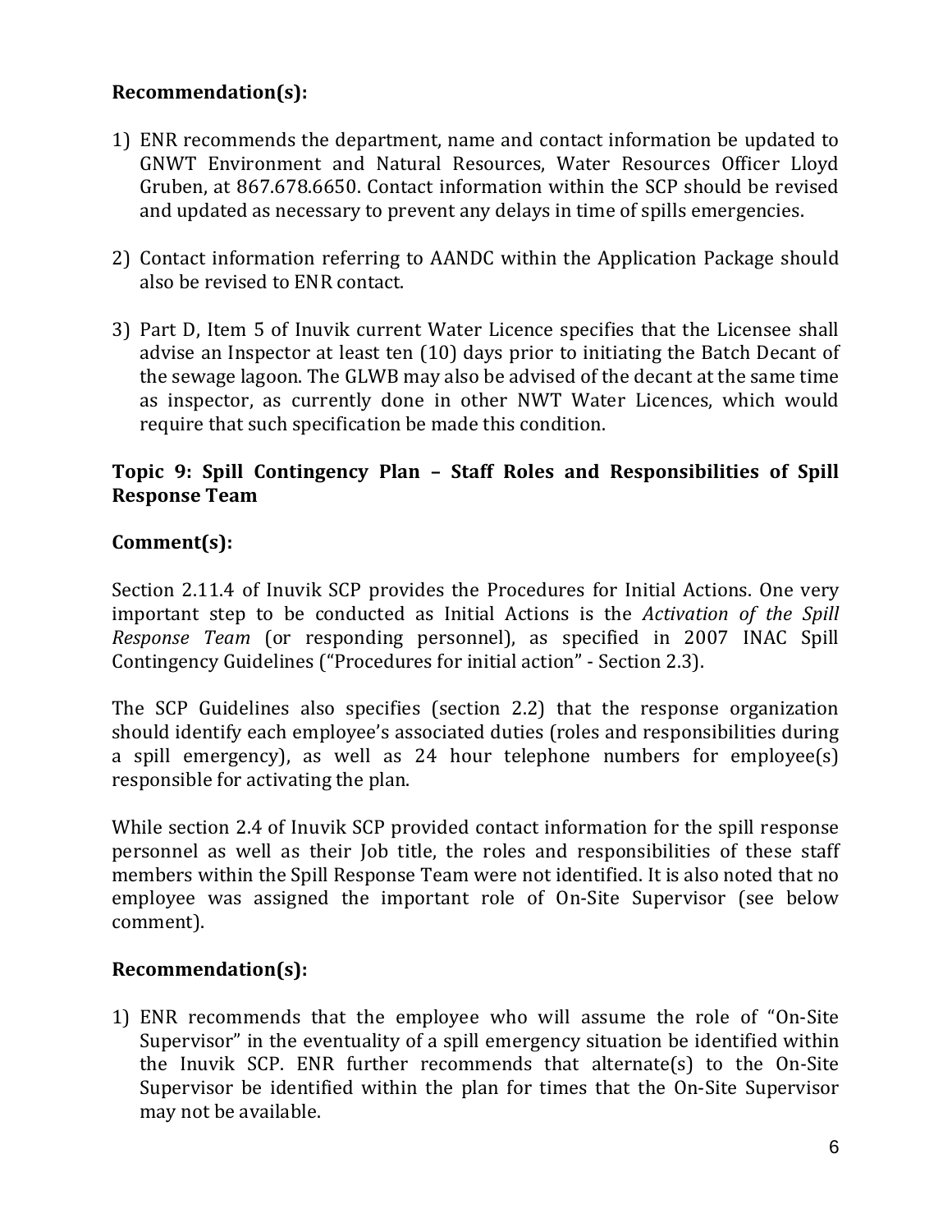**Recommendation(s):**

1) ENR recommends the department, name and contact information be updated to GNWT Environment and Natural Resources, Water Resources Officer Lloyd Gruben, at 867.678.6650. Contact information within the SCP should be revised and updated as necessary to prevent any delays in time of spills emergencies.

2) Contact information referring to AANDC within the Application Package should also be revised to ENR contact.

3) Part D, Item 5 of Inuvik current Water Licence specifies that the Licensee shall advise an Inspector at least ten (10) days prior to initiating the Batch Decant of the sewage lagoon. The GLWB may also be advised of the decant at the same time as inspector, as currently done in other NWT Water Licences, which would require that such specification be made this condition.

**Topic 9: Spill Contingency Plan – Staff Roles and Responsibilities of Spill Response Team**

**Comment(s):**

Section 2.11.4 of Inuvik SCP provides the Procedures for Initial Actions. One very important step to be conducted as Initial Actions is the *Activation of the Spill Response Team* (or responding personnel), as specified in 2007 INAC Spill Contingency Guidelines ("Procedures for initial action" - Section 2.3).

The SCP Guidelines also specifies (section 2.2) that the response organization should identify each employee's associated duties (roles and responsibilities during a spill emergency), as well as 24 hour telephone numbers for employee(s) responsible for activating the plan.

While section 2.4 of Inuvik SCP provided contact information for the spill response personnel as well as their Job title, the roles and responsibilities of these staff members within the Spill Response Team were not identified. It is also noted that no employee was assigned the important role of On-Site Supervisor (see below comment).

**Recommendation(s):**

1) ENR recommends that the employee who will assume the role of "On-Site Supervisor" in the eventuality of a spill emergency situation be identified within the Inuvik SCP. ENR further recommends that alternate(s) to the On-Site Supervisor be identified within the plan for times that the On-Site Supervisor may not be available.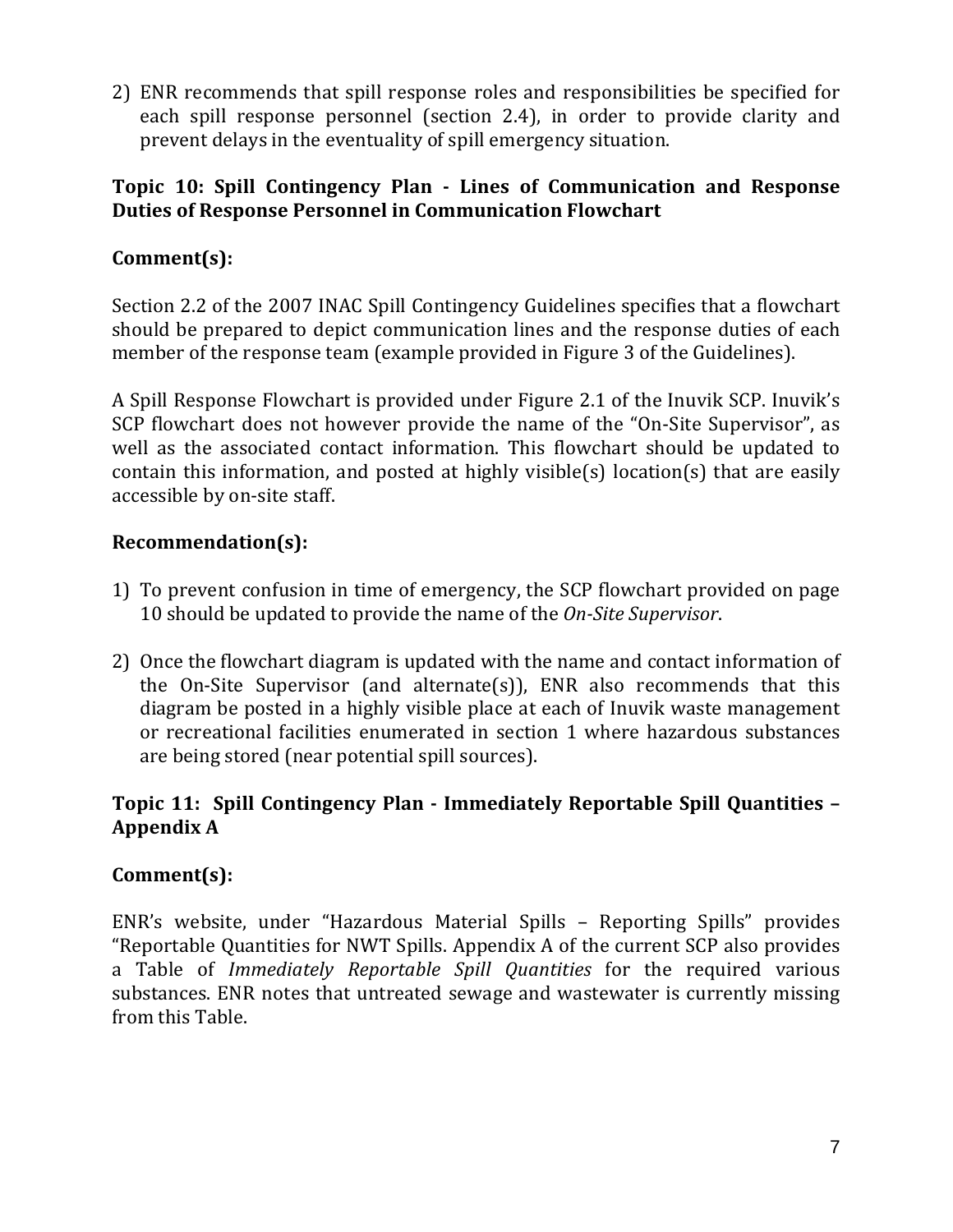2) ENR recommends that spill response roles and responsibilities be specified for each spill response personnel (section 2.4), in order to provide clarity and prevent delays in the eventuality of spill emergency situation.

**Topic 10: Spill Contingency Plan - Lines of Communication and Response Duties of Response Personnel in Communication Flowchart**

**Comment(s):**

Section 2.2 of the 2007 INAC Spill Contingency Guidelines specifies that a flowchart should be prepared to depict communication lines and the response duties of each member of the response team (example provided in Figure 3 of the Guidelines).

A Spill Response Flowchart is provided under Figure 2.1 of the Inuvik SCP. Inuvik's SCP flowchart does not however provide the name of the "On-Site Supervisor", as well as the associated contact information. This flowchart should be updated to contain this information, and posted at highly visible(s) location(s) that are easily accessible by on-site staff.

**Recommendation(s):**

1) To prevent confusion in time of emergency, the SCP flowchart provided on page 10 should be updated to provide the name of the *On-Site Supervisor*.

2) Once the flowchart diagram is updated with the name and contact information of the On-Site Supervisor (and alternate(s)), ENR also recommends that this diagram be posted in a highly visible place at each of Inuvik waste management or recreational facilities enumerated in section 1 where hazardous substances are being stored (near potential spill sources).

**Topic 11: Spill Contingency Plan - Immediately Reportable Spill Quantities – Appendix A**

**Comment(s):**

ENR's website, under "Hazardous Material Spills – Reporting Spills" provides "Reportable Quantities for NWT Spills. Appendix A of the current SCP also provides a Table of *Immediately Reportable Spill Quantities* for the required various substances. ENR notes that untreated sewage and wastewater is currently missing from this Table.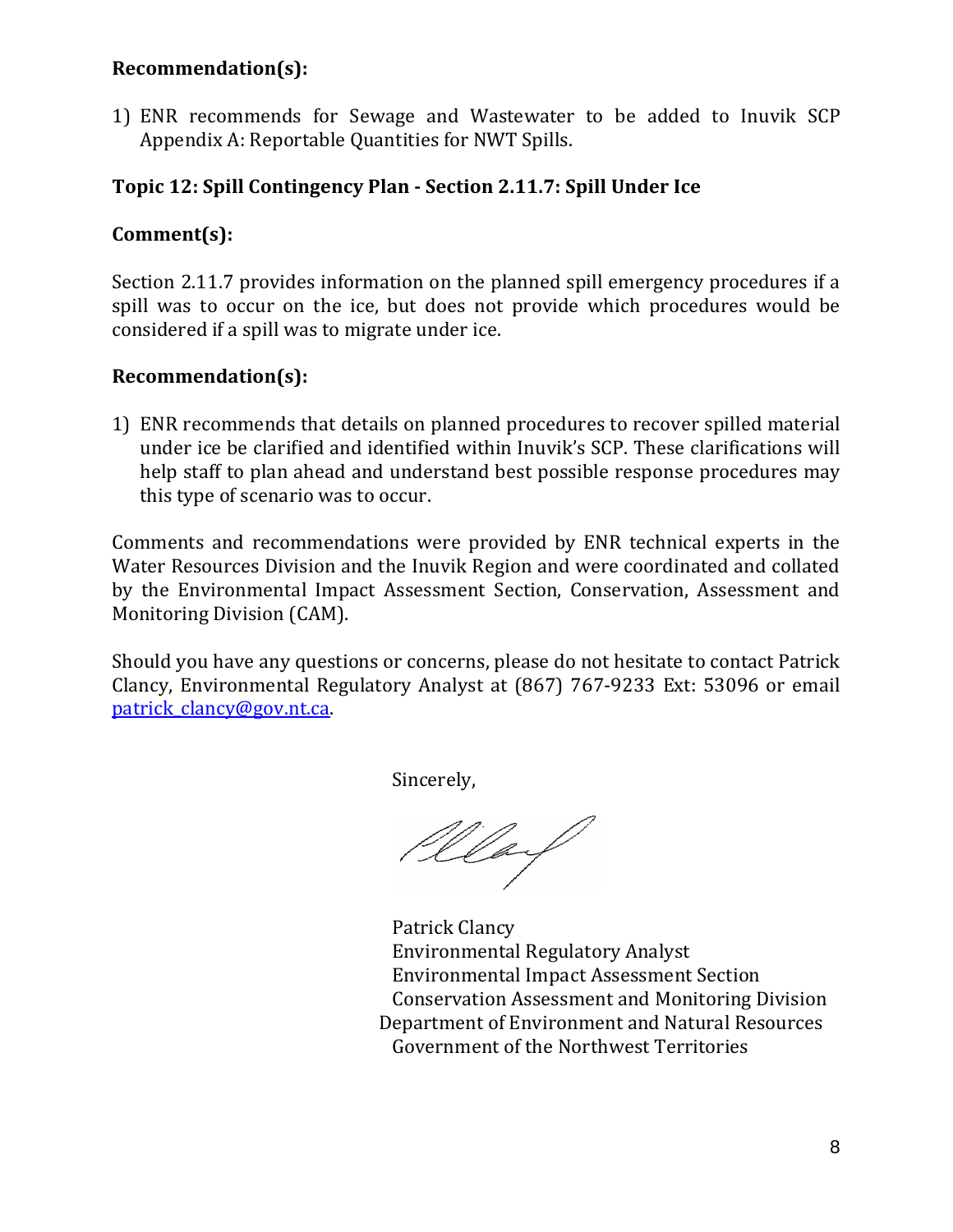**Recommendation(s):**

1) ENR recommends for Sewage and Wastewater to be added to Inuvik SCP Appendix A: Reportable Quantities for NWT Spills.

**Topic 12: Spill Contingency Plan - Section 2.11.7: Spill Under Ice**

**Comment(s):**

Section 2.11.7 provides information on the planned spill emergency procedures if a spill was to occur on the ice, but does not provide which procedures would be considered if a spill was to migrate under ice.

**Recommendation(s):**

1) ENR recommends that details on planned procedures to recover spilled material under ice be clarified and identified within Inuvik's SCP. These clarifications will help staff to plan ahead and understand best possible response procedures may this type of scenario was to occur.

Comments and recommendations were provided by ENR technical experts in the Water Resources Division and the Inuvik Region and were coordinated and collated by the Environmental Impact Assessment Section, Conservation, Assessment and Monitoring Division (CAM).

Should you have any questions or concerns, please do not hesitate to contact Patrick Clancy, Environmental Regulatory Analyst at (867) 767-9233 Ext: 53096 or email patrick_clancy@gov.nt.ca.

Sincerely,

Patrick Clancy
Environmental Regulatory Analyst
Environmental Impact Assessment Section
Conservation Assessment and Monitoring Division
Department of Environment and Natural Resources
Government of the Northwest Territories